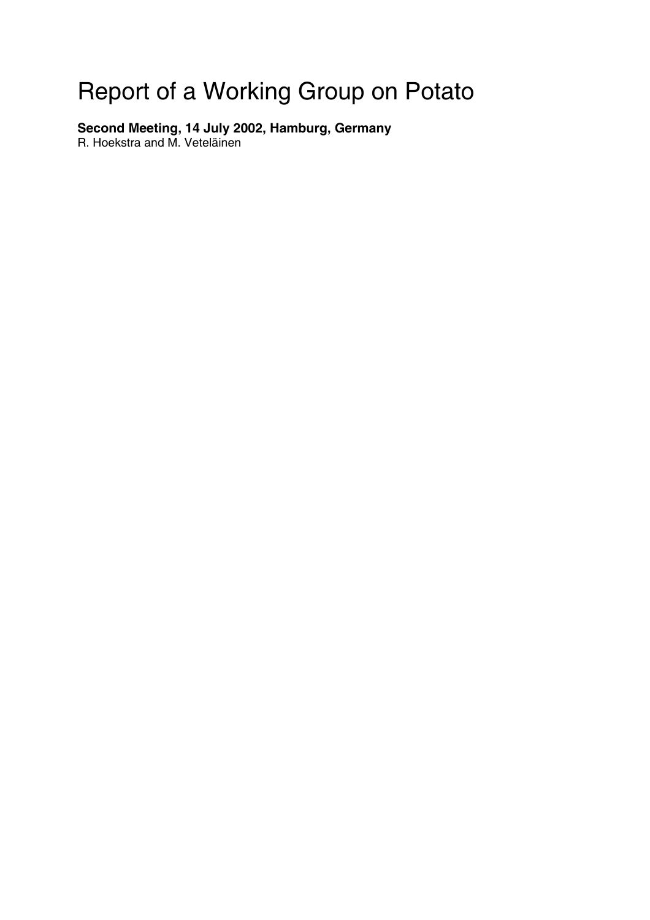# Report of a Working Group on Potato

**Second Meeting, 14 July 2002, Hamburg, Germany**
R. Hoekstra and M. Veteläinen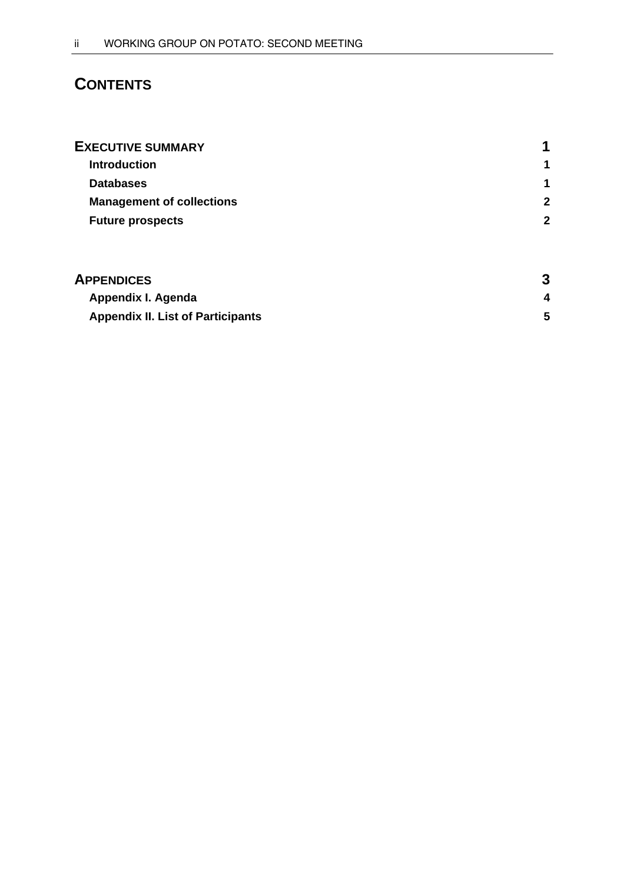# CONTENTS

**EXECUTIVE SUMMARY** **1**

- **Introduction** **1**
- **Databases** **1**
- **Management of collections** **2**
- **Future prospects** **2**

**APPENDICES** **3**

- **Appendix I. Agenda** **4**
- **Appendix II. List of Participants** **5**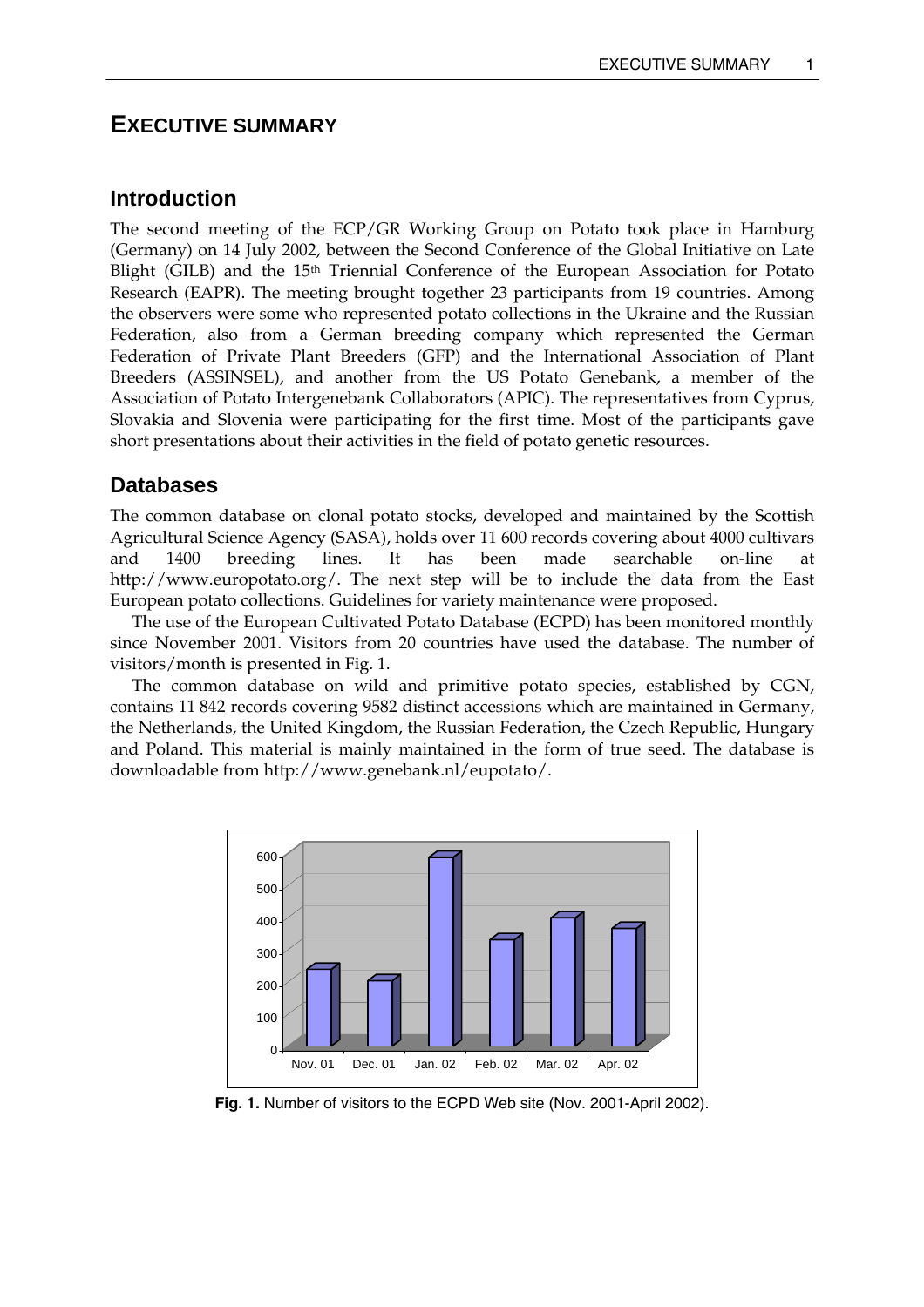# EXECUTIVE SUMMARY

## Introduction

The second meeting of the ECP/GR Working Group on Potato took place in Hamburg (Germany) on 14 July 2002, between the Second Conference of the Global Initiative on Late Blight (GILB) and the 15th Triennial Conference of the European Association for Potato Research (EAPR). The meeting brought together 23 participants from 19 countries. Among the observers were some who represented potato collections in the Ukraine and the Russian Federation, also from a German breeding company which represented the German Federation of Private Plant Breeders (GFP) and the International Association of Plant Breeders (ASSINSEL), and another from the US Potato Genebank, a member of the Association of Potato Intergenebank Collaborators (APIC). The representatives from Cyprus, Slovakia and Slovenia were participating for the first time. Most of the participants gave short presentations about their activities in the field of potato genetic resources.

## Databases

The common database on clonal potato stocks, developed and maintained by the Scottish Agricultural Science Agency (SASA), holds over 11 600 records covering about 4000 cultivars and 1400 breeding lines. It has been made searchable on-line at http://www.europotato.org/. The next step will be to include the data from the East European potato collections. Guidelines for variety maintenance were proposed.

The use of the European Cultivated Potato Database (ECPD) has been monitored monthly since November 2001. Visitors from 20 countries have used the database. The number of visitors/month is presented in Fig. 1.

The common database on wild and primitive potato species, established by CGN, contains 11 842 records covering 9582 distinct accessions which are maintained in Germany, the Netherlands, the United Kingdom, the Russian Federation, the Czech Republic, Hungary and Poland. This material is mainly maintained in the form of true seed. The database is downloadable from http://www.genebank.nl/eupotato/.

**Fig. 1.** Number of visitors to the ECPD Web site (Nov. 2001-April 2002).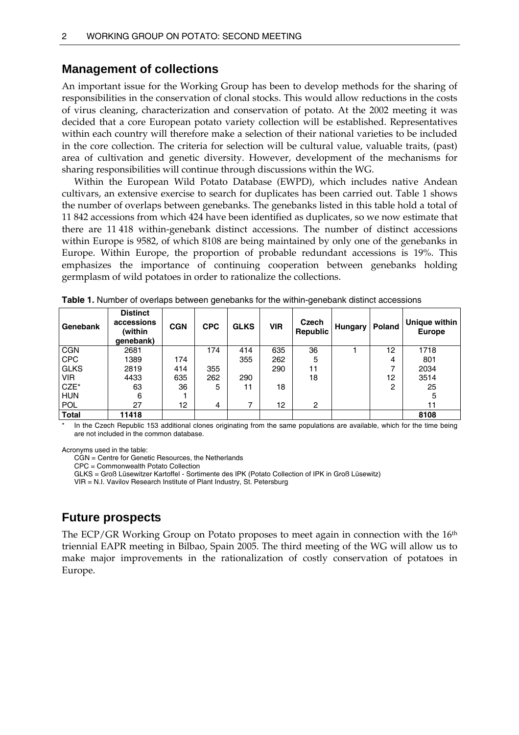## Management of collections

An important issue for the Working Group has been to develop methods for the sharing of responsibilities in the conservation of clonal stocks. This would allow reductions in the costs of virus cleaning, characterization and conservation of potato. At the 2002 meeting it was decided that a core European potato variety collection will be established. Representatives within each country will therefore make a selection of their national varieties to be included in the core collection. The criteria for selection will be cultural value, valuable traits, (past) area of cultivation and genetic diversity. However, development of the mechanisms for sharing responsibilities will continue through discussions within the WG.

Within the European Wild Potato Database (EWPD), which includes native Andean cultivars, an extensive exercise to search for duplicates has been carried out. Table 1 shows the number of overlaps between genebanks. The genebanks listed in this table hold a total of 11 842 accessions from which 424 have been identified as duplicates, so we now estimate that there are 11 418 within-genebank distinct accessions. The number of distinct accessions within Europe is 9582, of which 8108 are being maintained by only one of the genebanks in Europe. Within Europe, the proportion of probable redundant accessions is 19%. This emphasizes the importance of continuing cooperation between genebanks holding germplasm of wild potatoes in order to rationalize the collections.

**Table 1.** Number of overlaps between genebanks for the within-genebank distinct accessions

| Genebank | Distinct accessions (within genebank) | CGN | CPC | GLKS | VIR | Czech Republic | Hungary | Poland | Unique within Europe |
|---|---|---|---|---|---|---|---|---|---|
| CGN | 2681 | | 174 | 414 | 635 | 36 | 1 | 12 | 1718 |
| CPC | 1389 | 174 | | 355 | 262 | 5 | | 4 | 801 |
| GLKS | 2819 | 414 | 355 | | 290 | 11 | | 7 | 2034 |
| VIR | 4433 | 635 | 262 | 290 | | 18 | | 12 | 3514 |
| CZE* | 63 | 36 | 5 | 11 | 18 | | | 2 | 25 |
| HUN | 6 | 1 | | | | | | | 5 |
| POL | 27 | 12 | 4 | 7 | 12 | 2 | | | 11 |
| **Total** | **11418** | | | | | | | | **8108** |

\* In the Czech Republic 153 additional clones originating from the same populations are available, which for the time being are not included in the common database.

Acronyms used in the table:
CGN = Centre for Genetic Resources, the Netherlands
CPC = Commonwealth Potato Collection
GLKS = Groß Lüsewitzer Kartoffel - Sortimente des IPK (Potato Collection of IPK in Groß Lüsewitz)
VIR = N.I. Vavilov Research Institute of Plant Industry, St. Petersburg

## Future prospects

The ECP/GR Working Group on Potato proposes to meet again in connection with the 16th triennial EAPR meeting in Bilbao, Spain 2005. The third meeting of the WG will allow us to make major improvements in the rationalization of costly conservation of potatoes in Europe.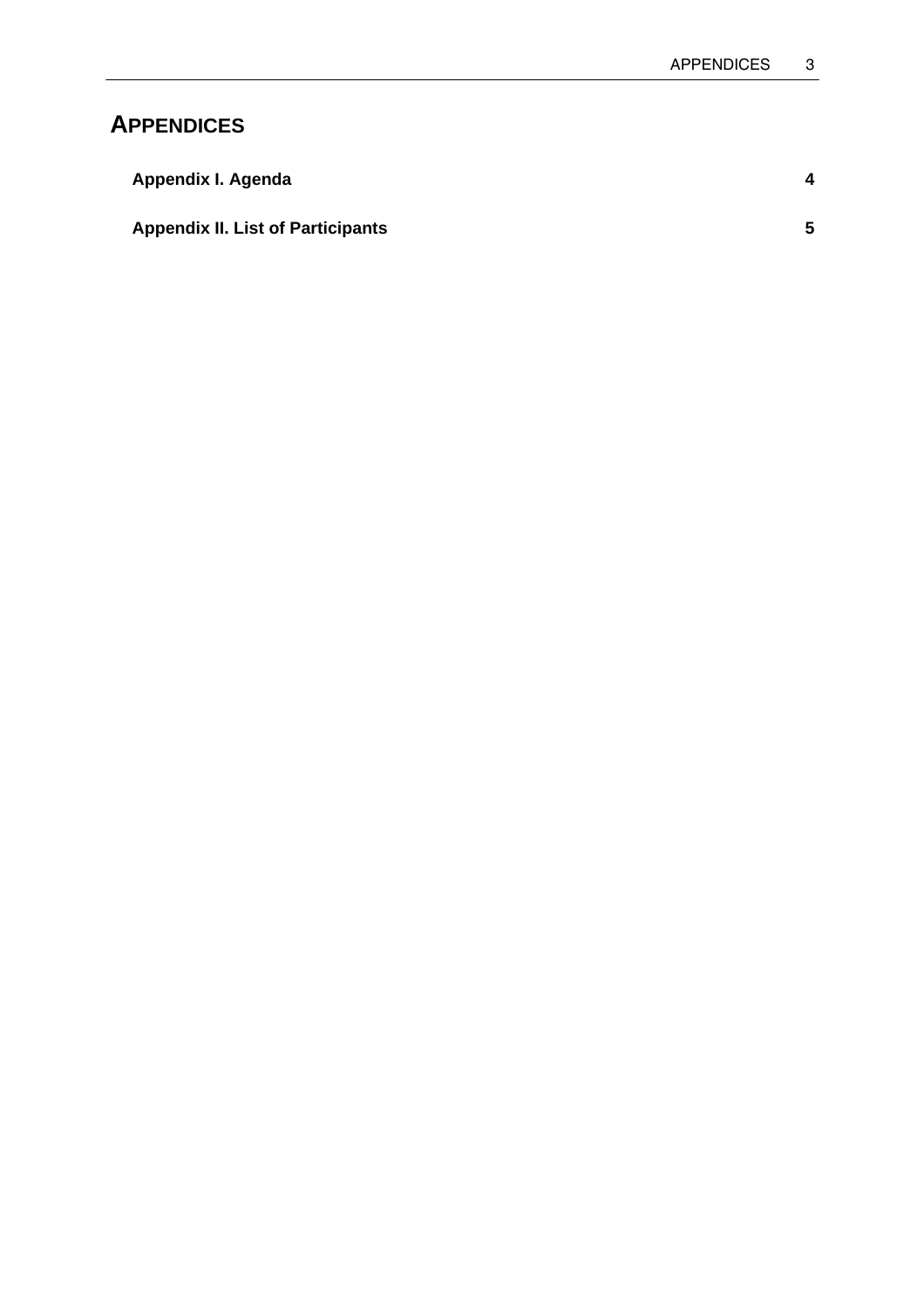# APPENDICES

**Appendix I. Agenda** **4**

**Appendix II. List of Participants** **5**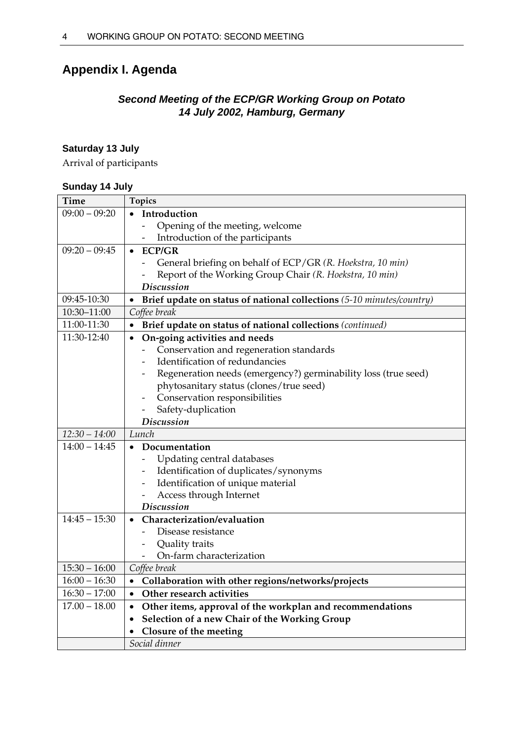## Appendix I. Agenda

### *Second Meeting of the ECP/GR Working Group on Potato 14 July 2002, Hamburg, Germany*

**Saturday 13 July**

Arrival of participants

**Sunday 14 July**

| Time | Topics |
|---|---|
| 09:00 – 09:20 | • **Introduction**<br>- Opening of the meeting, welcome<br>- Introduction of the participants |
| 09:20 – 09:45 | • **ECP/GR**<br>- General briefing on behalf of ECP/GR *(R. Hoekstra, 10 min)*<br>- Report of the Working Group Chair *(R. Hoekstra, 10 min)*<br>***Discussion*** |
| 09:45-10:30 | • **Brief update on status of national collections** *(5-10 minutes/country)* |
| 10:30–11:00 | *Coffee break* |
| 11:00-11:30 | • **Brief update on status of national collections** *(continued)* |
| 11:30-12:40 | • **On-going activities and needs**<br>- Conservation and regeneration standards<br>- Identification of redundancies<br>- Regeneration needs (emergency?) germinability loss (true seed) phytosanitary status (clones/true seed)<br>- Conservation responsibilities<br>- Safety-duplication<br>***Discussion*** |
| *12:30 – 14:00* | *Lunch* |
| 14:00 – 14:45 | • **Documentation**<br>- Updating central databases<br>- Identification of duplicates/synonyms<br>- Identification of unique material<br>- Access through Internet<br>***Discussion*** |
| 14:45 – 15:30 | • **Characterization/evaluation**<br>- Disease resistance<br>- Quality traits<br>- On-farm characterization |
| 15:30 – 16:00 | *Coffee break* |
| 16:00 – 16:30 | • **Collaboration with other regions/networks/projects** |
| 16:30 – 17:00 | • **Other research activities** |
| 17.00 – 18.00 | • **Other items, approval of the workplan and recommendations**<br>• **Selection of a new Chair of the Working Group**<br>• **Closure of the meeting** |
| | *Social dinner* |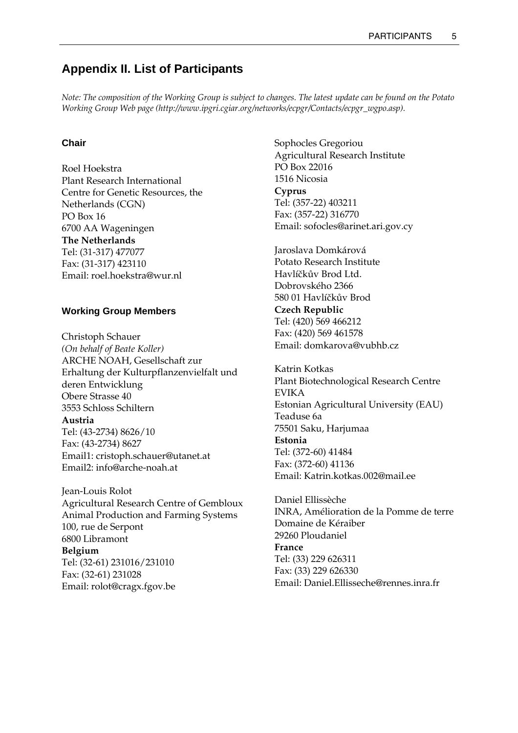## Appendix II. List of Participants

*Note: The composition of the Working Group is subject to changes. The latest update can be found on the Potato Working Group Web page (http://www.ipgri.cgiar.org/networks/ecpgr/Contacts/ecpgr_wgpo.asp).*

#### Chair

Roel Hoekstra
Plant Research International
Centre for Genetic Resources, the Netherlands (CGN)
PO Box 16
6700 AA Wageningen
**The Netherlands**
Tel: (31-317) 477077
Fax: (31-317) 423110
Email: roel.hoekstra@wur.nl

#### Working Group Members

Christoph Schauer
*(On behalf of Beate Koller)*
ARCHE NOAH, Gesellschaft zur Erhaltung der Kulturpflanzenvielfalt und deren Entwicklung
Obere Strasse 40
3553 Schloss Schiltern
**Austria**
Tel: (43-2734) 8626/10
Fax: (43-2734) 8627
Email1: cristoph.schauer@utanet.at
Email2: info@arche-noah.at

Jean-Louis Rolot
Agricultural Research Centre of Gembloux
Animal Production and Farming Systems
100, rue de Serpont
6800 Libramont
**Belgium**
Tel: (32-61) 231016/231010
Fax: (32-61) 231028
Email: rolot@cragx.fgov.be

Sophocles Gregoriou
Agricultural Research Institute
PO Box 22016
1516 Nicosia
**Cyprus**
Tel: (357-22) 403211
Fax: (357-22) 316770
Email: sofocles@arinet.ari.gov.cy

Jaroslava Domkárová
Potato Research Institute
Havlíčkův Brod Ltd.
Dobrovského 2366
580 01 Havlíčkův Brod
**Czech Republic**
Tel: (420) 569 466212
Fax: (420) 569 461578
Email: domkarova@vubhb.cz

Katrin Kotkas
Plant Biotechnological Research Centre EVIKA
Estonian Agricultural University (EAU)
Teaduse 6a
75501 Saku, Harjumaa
**Estonia**
Tel: (372-60) 41484
Fax: (372-60) 41136
Email: Katrin.kotkas.002@mail.ee

Daniel Ellissèche
INRA, Amélioration de la Pomme de terre
Domaine de Kéraiber
29260 Ploudaniel
**France**
Tel: (33) 229 626311
Fax: (33) 229 626330
Email: Daniel.Ellisseche@rennes.inra.fr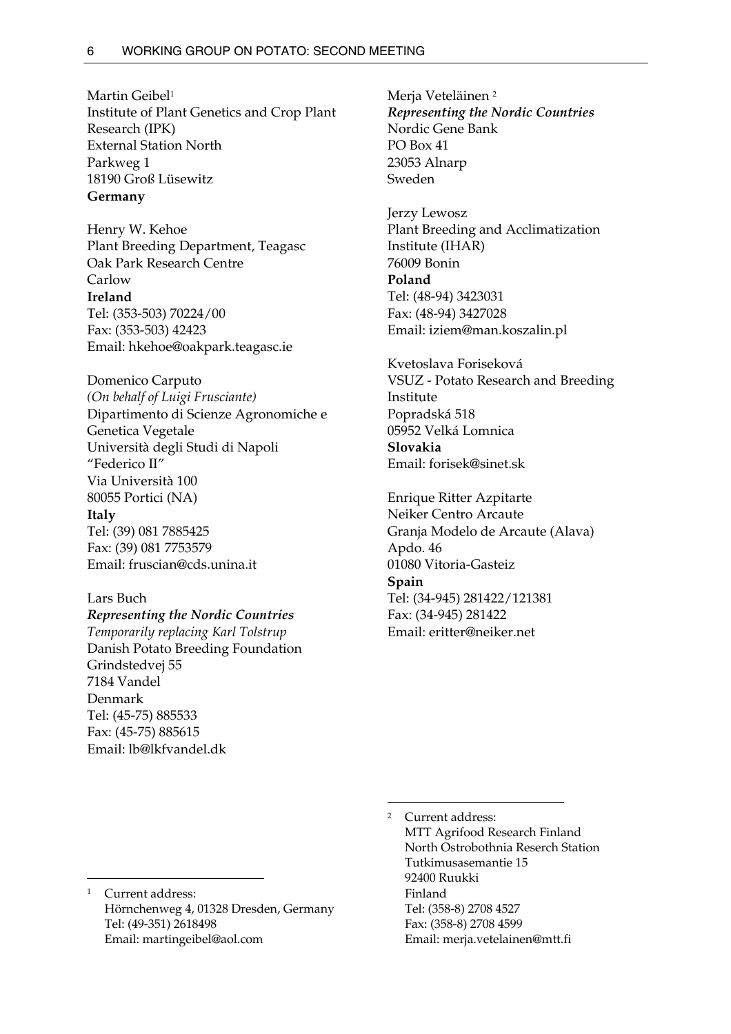Martin Geibel[1]
Institute of Plant Genetics and Crop Plant Research (IPK)
External Station North
Parkweg 1
18190 Groß Lüsewitz
**Germany**

Henry W. Kehoe
Plant Breeding Department, Teagasc
Oak Park Research Centre
Carlow
**Ireland**
Tel: (353-503) 70224/00
Fax: (353-503) 42423
Email: hkehoe@oakpark.teagasc.ie

Domenico Carputo
*(On behalf of Luigi Frusciante)*
Dipartimento di Scienze Agronomiche e Genetica Vegetale
Università degli Studi di Napoli "Federico II"
Via Università 100
80055 Portici (NA)
**Italy**
Tel: (39) 081 7885425
Fax: (39) 081 7753579
Email: fruscian@cds.unina.it

Lars Buch
***Representing the Nordic Countries***
*Temporarily replacing Karl Tolstrup*
Danish Potato Breeding Foundation
Grindstedvej 55
7184 Vandel
Denmark
Tel: (45-75) 885533
Fax: (45-75) 885615
Email: lb@lkfvandel.dk

Merja Veteläinen [2]
***Representing the Nordic Countries***
Nordic Gene Bank
PO Box 41
23053 Alnarp
Sweden

Jerzy Lewosz
Plant Breeding and Acclimatization Institute (IHAR)
76009 Bonin
**Poland**
Tel: (48-94) 3423031
Fax: (48-94) 3427028
Email: iziem@man.koszalin.pl

Kvetoslava Forisekovà
VSUZ - Potato Research and Breeding Institute
Popradská 518
05952 Velká Lomnica
**Slovakia**
Email: forisek@sinet.sk

Enrique Ritter Azpitarte
Neiker Centro Arcaute
Granja Modelo de Arcaute (Alava)
Apdo. 46
01080 Vitoria-Gasteiz
**Spain**
Tel: (34-945) 281422/121381
Fax: (34-945) 281422
Email: eritter@neiker.net

---

[1] Current address:
Hörnchenweg 4, 01328 Dresden, Germany
Tel: (49-351) 2618498
Email: martingeibel@aol.com

[2] Current address:
MTT Agrifood Research Finland
North Ostrobothnia Reserch Station
Tutkimusasemantie 15
92400 Ruukki
Finland
Tel: (358-8) 2708 4527
Fax: (358-8) 2708 4599
Email: merja.vetelainen@mtt.fi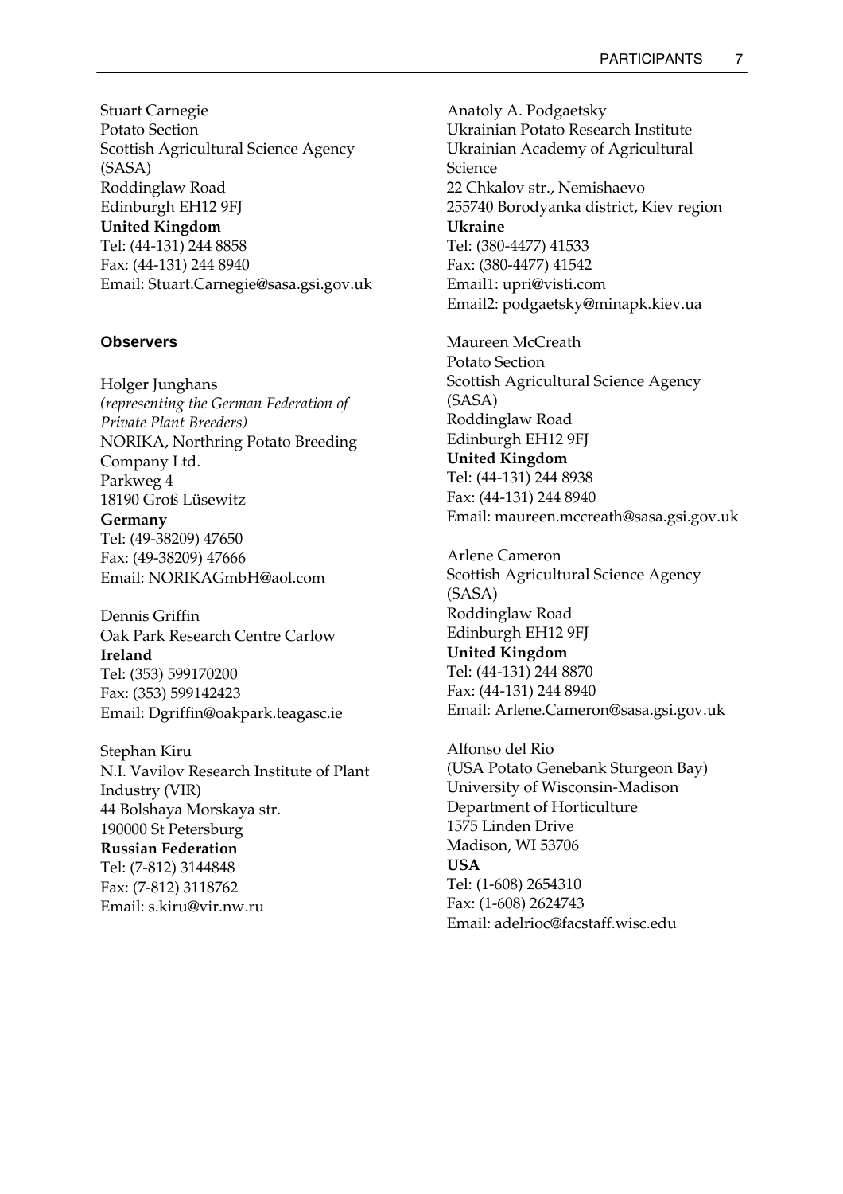Stuart Carnegie
Potato Section
Scottish Agricultural Science Agency (SASA)
Roddinglaw Road
Edinburgh EH12 9FJ
**United Kingdom**
Tel: (44-131) 244 8858
Fax: (44-131) 244 8940
Email: Stuart.Carnegie@sasa.gsi.gov.uk

### Observers

Holger Junghans
*(representing the German Federation of Private Plant Breeders)*
NORIKA, Northring Potato Breeding Company Ltd.
Parkweg 4
18190 Groß Lüsewitz
**Germany**
Tel: (49-38209) 47650
Fax: (49-38209) 47666
Email: NORIKAGmbH@aol.com

Dennis Griffin
Oak Park Research Centre Carlow
**Ireland**
Tel: (353) 599170200
Fax: (353) 599142423
Email: Dgriffin@oakpark.teagasc.ie

Stephan Kiru
N.I. Vavilov Research Institute of Plant Industry (VIR)
44 Bolshaya Morskaya str.
190000 St Petersburg
**Russian Federation**
Tel: (7-812) 3144848
Fax: (7-812) 3118762
Email: s.kiru@vir.nw.ru

Anatoly A. Podgaetsky
Ukrainian Potato Research Institute
Ukrainian Academy of Agricultural Science
22 Chkalov str., Nemishaevo
255740 Borodyanka district, Kiev region
**Ukraine**
Tel: (380-4477) 41533
Fax: (380-4477) 41542
Email1: upri@visti.com
Email2: podgaetsky@minapk.kiev.ua

Maureen McCreath
Potato Section
Scottish Agricultural Science Agency (SASA)
Roddinglaw Road
Edinburgh EH12 9FJ
**United Kingdom**
Tel: (44-131) 244 8938
Fax: (44-131) 244 8940
Email: maureen.mccreath@sasa.gsi.gov.uk

Arlene Cameron
Scottish Agricultural Science Agency (SASA)
Roddinglaw Road
Edinburgh EH12 9FJ
**United Kingdom**
Tel: (44-131) 244 8870
Fax: (44-131) 244 8940
Email: Arlene.Cameron@sasa.gsi.gov.uk

Alfonso del Rio
(USA Potato Genebank Sturgeon Bay)
University of Wisconsin-Madison
Department of Horticulture
1575 Linden Drive
Madison, WI 53706
**USA**
Tel: (1-608) 2654310
Fax: (1-608) 2624743
Email: adelrioc@facstaff.wisc.edu